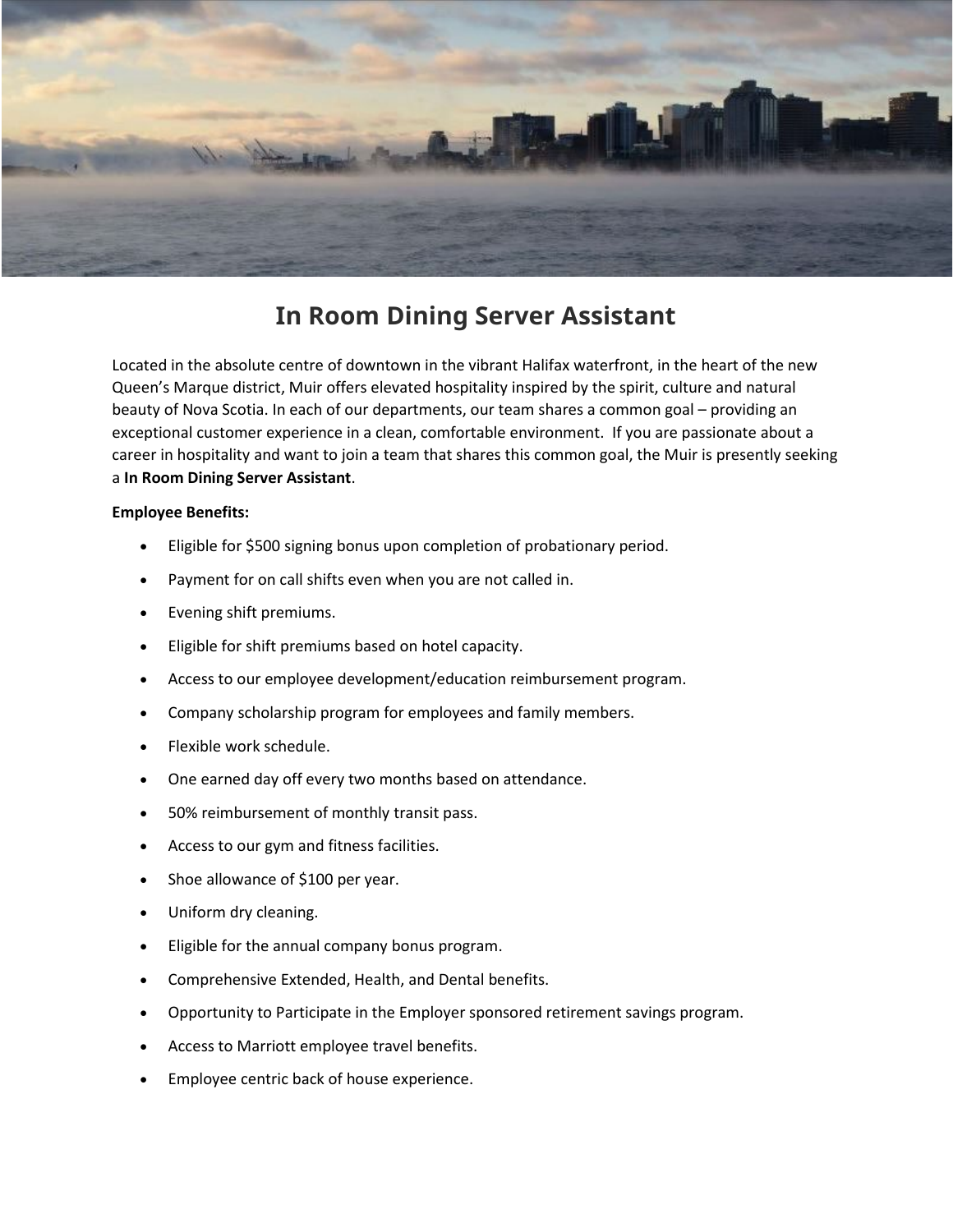# In Room Dining Server Assistant

Located in the absolute centre of downtown in the vibrant Halifax waterfront, in the heart of the new Queen's Marque district, Muir offers elevated hospitality inspired by the spirit, culture and natural beauty of Nova Scotia. In each of our departments, our team shares a common goal – providing an exceptional customer experience in a clean, comfortable environment. If you are passionate about a career in hospitality and want to join a team that shares this common goal, the Muir is presently seeking a **In Room Dining Server Assistant**.

**Employee Benefits:**

- Eligible for $500 signing bonus upon completion of probationary period.
- Payment for on call shifts even when you are not called in.
- Evening shift premiums.
- Eligible for shift premiums based on hotel capacity.
- Access to our employee development/education reimbursement program.
- Company scholarship program for employees and family members.
- Flexible work schedule.
- One earned day off every two months based on attendance.
- 50% reimbursement of monthly transit pass.
- Access to our gym and fitness facilities.
- Shoe allowance of $100 per year.
- Uniform dry cleaning.
- Eligible for the annual company bonus program.
- Comprehensive Extended, Health, and Dental benefits.
- Opportunity to Participate in the Employer sponsored retirement savings program.
- Access to Marriott employee travel benefits.
- Employee centric back of house experience.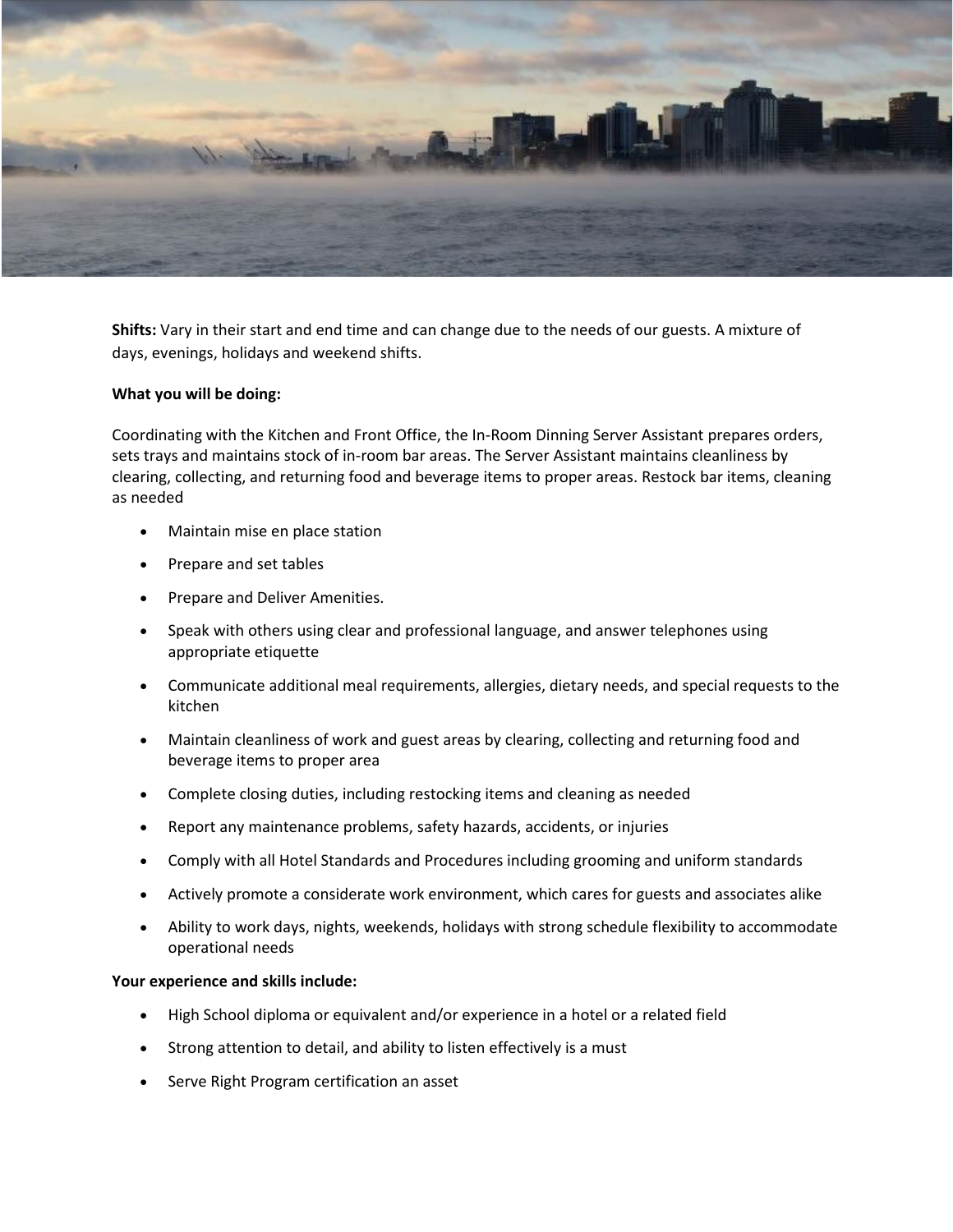**Shifts:** Vary in their start and end time and can change due to the needs of our guests. A mixture of days, evenings, holidays and weekend shifts.

**What you will be doing:**

Coordinating with the Kitchen and Front Office, the In-Room Dinning Server Assistant prepares orders, sets trays and maintains stock of in-room bar areas. The Server Assistant maintains cleanliness by clearing, collecting, and returning food and beverage items to proper areas. Restock bar items, cleaning as needed

- Maintain mise en place station
- Prepare and set tables
- Prepare and Deliver Amenities.
- Speak with others using clear and professional language, and answer telephones using appropriate etiquette
- Communicate additional meal requirements, allergies, dietary needs, and special requests to the kitchen
- Maintain cleanliness of work and guest areas by clearing, collecting and returning food and beverage items to proper area
- Complete closing duties, including restocking items and cleaning as needed
- Report any maintenance problems, safety hazards, accidents, or injuries
- Comply with all Hotel Standards and Procedures including grooming and uniform standards
- Actively promote a considerate work environment, which cares for guests and associates alike
- Ability to work days, nights, weekends, holidays with strong schedule flexibility to accommodate operational needs

**Your experience and skills include:**

- High School diploma or equivalent and/or experience in a hotel or a related field
- Strong attention to detail, and ability to listen effectively is a must
- Serve Right Program certification an asset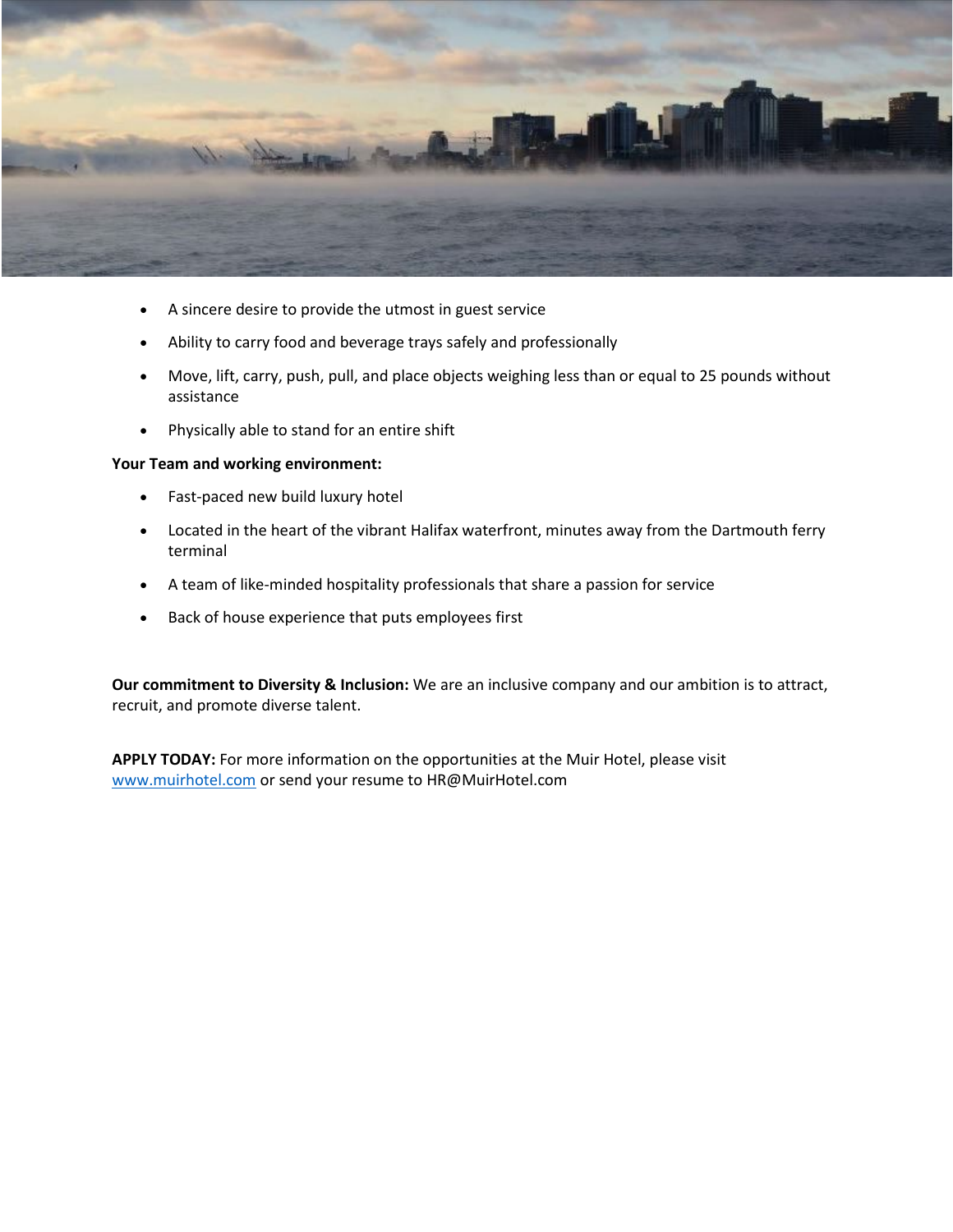- A sincere desire to provide the utmost in guest service
- Ability to carry food and beverage trays safely and professionally
- Move, lift, carry, push, pull, and place objects weighing less than or equal to 25 pounds without assistance
- Physically able to stand for an entire shift

**Your Team and working environment:**

- Fast-paced new build luxury hotel
- Located in the heart of the vibrant Halifax waterfront, minutes away from the Dartmouth ferry terminal
- A team of like-minded hospitality professionals that share a passion for service
- Back of house experience that puts employees first

**Our commitment to Diversity & Inclusion:** We are an inclusive company and our ambition is to attract, recruit, and promote diverse talent.

**APPLY TODAY:** For more information on the opportunities at the Muir Hotel, please visit [www.muirhotel.com](http://www.muirhotel.com) or send your resume to HR@MuirHotel.com